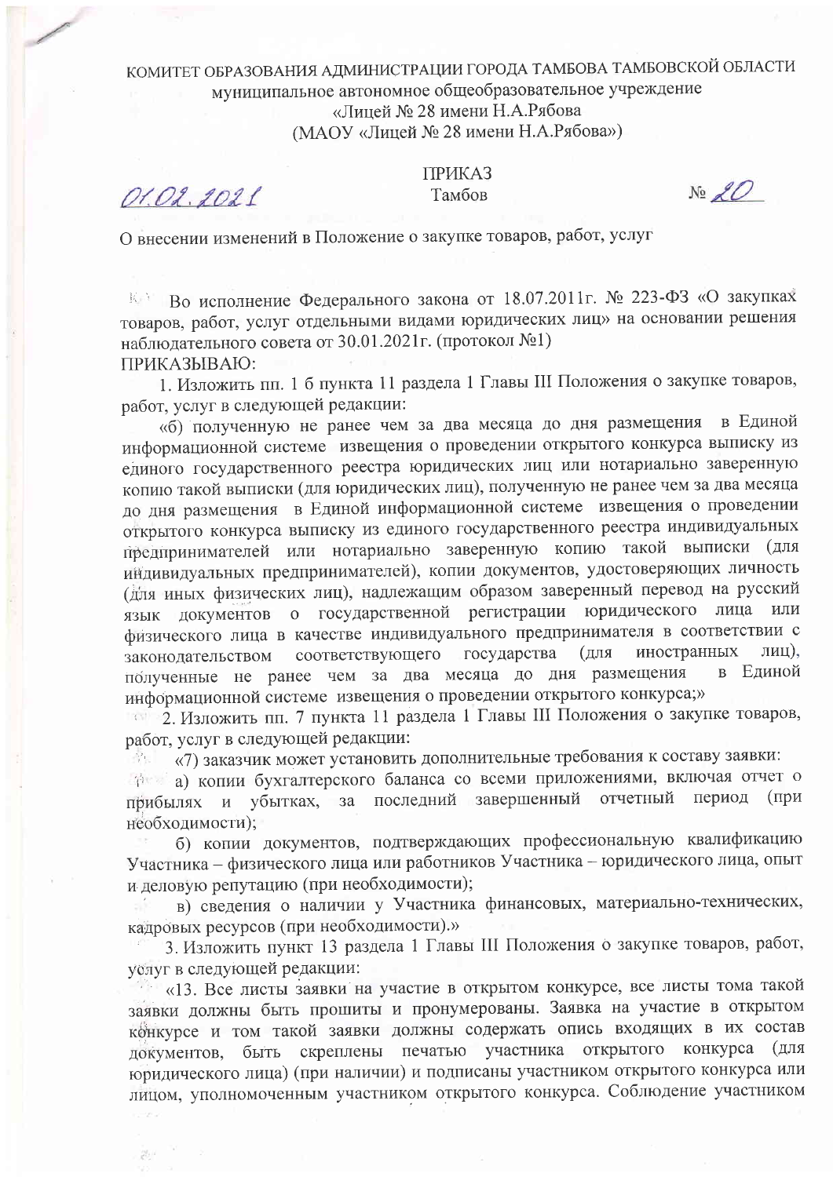КОМИТЕТ ОБРАЗОВАНИЯ АДМИНИСТРАЦИИ ГОРОДА ТАМБОВА ТАМБОВСКОЙ ОБЛАСТИ
муниципальное автономное общеобразовательное учреждение
«Лицей № 28 имени Н.А.Рябова
(МАОУ «Лицей № 28 имени Н.А.Рябова»)

ПРИКАЗ

01.02.2021 Тамбов № 20

О внесении изменений в Положение о закупке товаров, работ, услуг

Во исполнение Федерального закона от 18.07.2011г. № 223-ФЗ «О закупках товаров, работ, услуг отдельными видами юридических лиц» на основании решения наблюдательного совета от 30.01.2021г. (протокол №1)

ПРИКАЗЫВАЮ:

1. Изложить пп. 1 б пункта 11 раздела 1 Главы III Положения о закупке товаров, работ, услуг в следующей редакции:

«б) полученную не ранее чем за два месяца до дня размещения в Единой информационной системе извещения о проведении открытого конкурса выписку из единого государственного реестра юридических лиц или нотариально заверенную копию такой выписки (для юридических лиц), полученную не ранее чем за два месяца до дня размещения в Единой информационной системе извещения о проведении открытого конкурса выписку из единого государственного реестра индивидуальных предпринимателей или нотариально заверенную копию такой выписки (для индивидуальных предпринимателей), копии документов, удостоверяющих личность (для иных физических лиц), надлежащим образом заверенный перевод на русский язык документов о государственной регистрации юридического лица или физического лица в качестве индивидуального предпринимателя в соответствии с законодательством соответствующего государства (для иностранных лиц), полученные не ранее чем за два месяца до дня размещения в Единой информационной системе извещения о проведении открытого конкурса;»

2. Изложить пп. 7 пункта 11 раздела 1 Главы III Положения о закупке товаров, работ, услуг в следующей редакции:

«7) заказчик может установить дополнительные требования к составу заявки:

а) копии бухгалтерского баланса со всеми приложениями, включая отчет о прибылях и убытках, за последний завершенный отчетный период (при необходимости);

б) копии документов, подтверждающих профессиональную квалификацию Участника – физического лица или работников Участника – юридического лица, опыт и деловую репутацию (при необходимости);

в) сведения о наличии у Участника финансовых, материально-технических, кадровых ресурсов (при необходимости).»

3. Изложить пункт 13 раздела 1 Главы III Положения о закупке товаров, работ, услуг в следующей редакции:

«13. Все листы заявки на участие в открытом конкурсе, все листы тома такой заявки должны быть прошиты и пронумерованы. Заявка на участие в открытом конкурсе и том такой заявки должны содержать опись входящих в их состав документов, быть скреплены печатью участника открытого конкурса (для юридического лица) (при наличии) и подписаны участником открытого конкурса или лицом, уполномоченным участником открытого конкурса. Соблюдение участником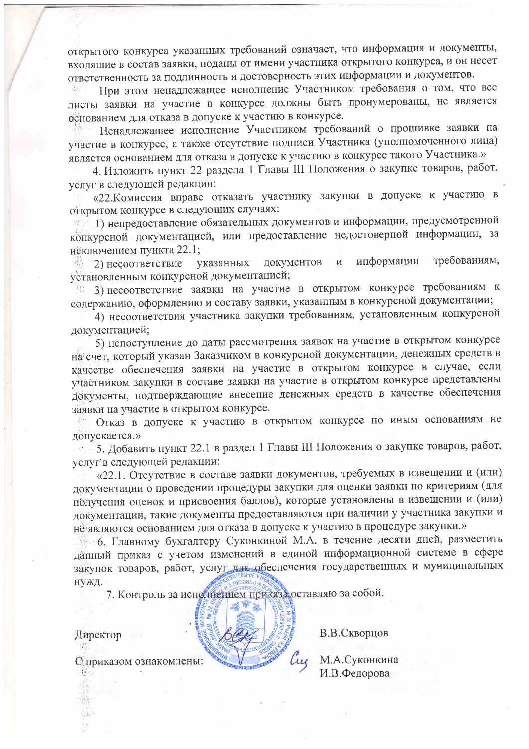открытого конкурса указанных требований означает, что информация и документы, входящие в состав заявки, поданы от имени участника открытого конкурса, и он несет ответственность за подлинность и достоверность этих информации и документов.

При этом ненадлежащее исполнение Участником требования о том, что все листы заявки на участие в конкурсе должны быть пронумерованы, не является основанием для отказа в допуске к участию в конкурсе.

Ненадлежащее исполнение Участником требований о прошивке заявки на участие в конкурсе, а также отсутствие подписи Участника (уполномоченного лица) является основанием для отказа в допуске к участию в конкурсе такого Участника.»

4. Изложить пункт 22 раздела 1 Главы III Положения о закупке товаров, работ, услуг в следующей редакции:

«22.Комиссия вправе отказать участнику закупки в допуске к участию в открытом конкурсе в следующих случаях:

1) непредоставление обязательных документов и информации, предусмотренной конкурсной документацией, или предоставление недостоверной информации, за исключением пункта 22.1;

2) несоответствие указанных документов и информации требованиям, установленным конкурсной документацией;

3) несоответствие заявки на участие в открытом конкурсе требованиям к содержанию, оформлению и составу заявки, указанным в конкурсной документации;

4) несоответствия участника закупки требованиям, установленным конкурсной документацией;

5) непоступление до даты рассмотрения заявок на участие в открытом конкурсе на счет, который указан Заказчиком в конкурсной документации, денежных средств в качестве обеспечения заявки на участие в открытом конкурсе в случае, если участником закупки в составе заявки на участие в открытом конкурсе представлены документы, подтверждающие внесение денежных средств в качестве обеспечения заявки на участие в открытом конкурсе.

Отказ в допуске к участию в открытом конкурсе по иным основаниям не допускается.»

5. Добавить пункт 22.1 в раздел 1 Главы III Положения о закупке товаров, работ, услуг в следующей редакции:

«22.1. Отсутствие в составе заявки документов, требуемых в извещении и (или) документации о проведении процедуры закупки для оценки заявки по критериям (для получения оценок и присвоения баллов), которые установлены в извещении и (или) документации, такие документы предоставляются при наличии у участника закупки и не являются основанием для отказа в допуске к участию в процедуре закупки.»

6. Главному бухгалтеру Суконкиной М.А. в течение десяти дней, разместить данный приказ с учетом изменений в единой информационной системе в сфере закупок товаров, работ, услуг для обеспечения государственных и муниципальных нужд.

7. Контроль за исполнением приказа оставляю за собой.

Директор В.В.Скворцов

С приказом ознакомлены: М.А.Суконкина  
И.В.Федорова